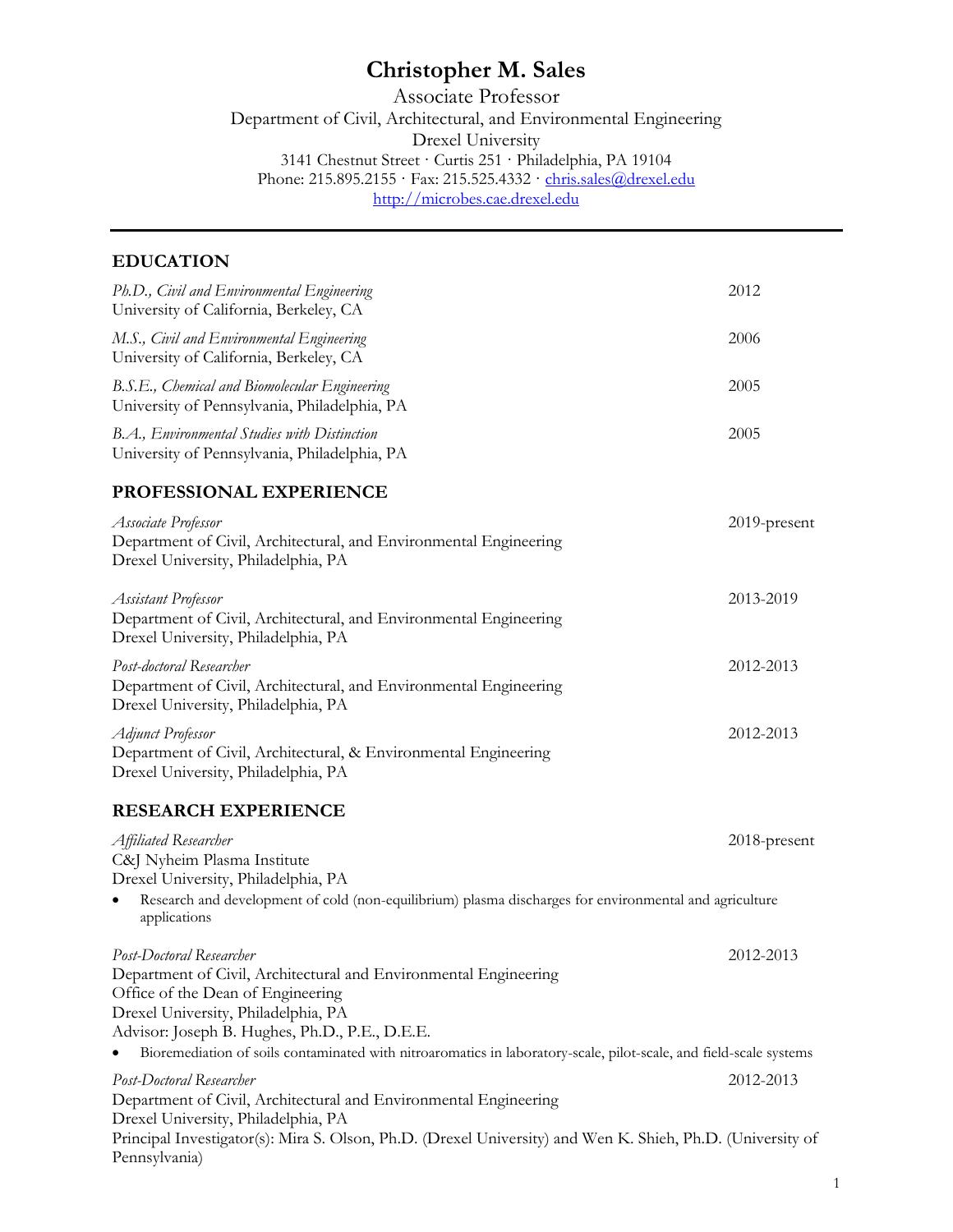# Christopher M. Sales

Associate Professor
Department of Civil, Architectural, and Environmental Engineering
Drexel University
3141 Chestnut Street · Curtis 251 · Philadelphia, PA 19104
Phone: 215.895.2155 · Fax: 215.525.4332 · chris.sales@drexel.edu
http://microbes.cae.drexel.edu

---

## EDUCATION

*Ph.D., Civil and Environmental Engineering* — 2012
University of California, Berkeley, CA

*M.S., Civil and Environmental Engineering* — 2006
University of California, Berkeley, CA

*B.S.E., Chemical and Biomolecular Engineering* — 2005
University of Pennsylvania, Philadelphia, PA

*B.A., Environmental Studies with Distinction* — 2005
University of Pennsylvania, Philadelphia, PA

## PROFESSIONAL EXPERIENCE

*Associate Professor* — 2019-present
Department of Civil, Architectural, and Environmental Engineering
Drexel University, Philadelphia, PA

*Assistant Professor* — 2013-2019
Department of Civil, Architectural, and Environmental Engineering
Drexel University, Philadelphia, PA

*Post-doctoral Researcher* — 2012-2013
Department of Civil, Architectural, and Environmental Engineering
Drexel University, Philadelphia, PA

*Adjunct Professor* — 2012-2013
Department of Civil, Architectural, & Environmental Engineering
Drexel University, Philadelphia, PA

## RESEARCH EXPERIENCE

*Affiliated Researcher* — 2018-present
C&J Nyheim Plasma Institute
Drexel University, Philadelphia, PA

- Research and development of cold (non-equilibrium) plasma discharges for environmental and agriculture applications

*Post-Doctoral Researcher* — 2012-2013
Department of Civil, Architectural and Environmental Engineering
Office of the Dean of Engineering
Drexel University, Philadelphia, PA
Advisor: Joseph B. Hughes, Ph.D., P.E., D.E.E.

- Bioremediation of soils contaminated with nitroaromatics in laboratory-scale, pilot-scale, and field-scale systems

*Post-Doctoral Researcher* — 2012-2013
Department of Civil, Architectural and Environmental Engineering
Drexel University, Philadelphia, PA
Principal Investigator(s): Mira S. Olson, Ph.D. (Drexel University) and Wen K. Shieh, Ph.D. (University of Pennsylvania)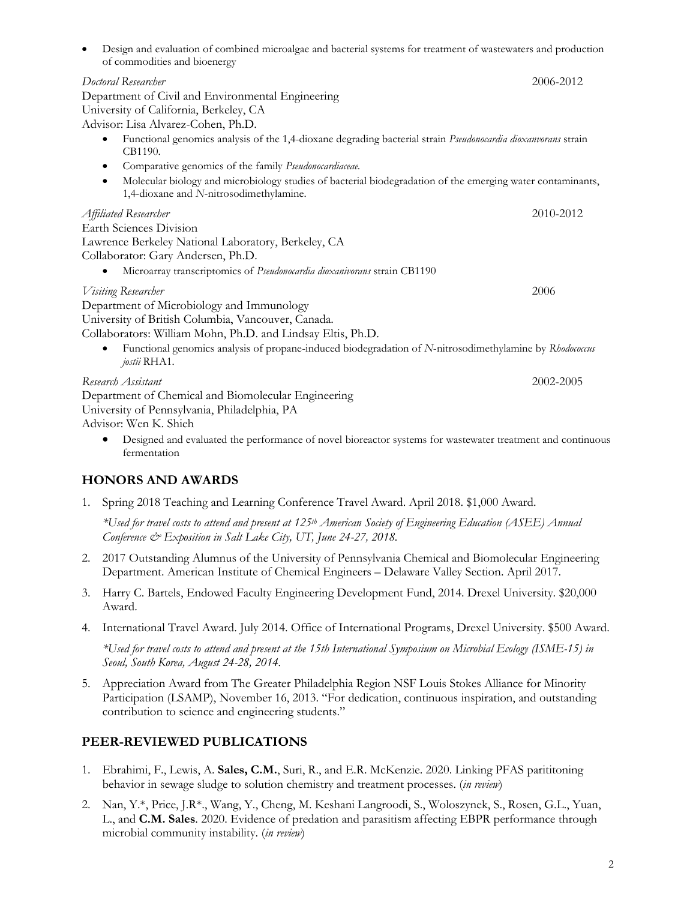- Design and evaluation of combined microalgae and bacterial systems for treatment of wastewaters and production of commodities and bioenergy

*Doctoral Researcher* 2006-2012
Department of Civil and Environmental Engineering
University of California, Berkeley, CA
Advisor: Lisa Alvarez-Cohen, Ph.D.

- Functional genomics analysis of the 1,4-dioxane degrading bacterial strain *Pseudonocardia dioxanvorans* strain CB1190.
- Comparative genomics of the family *Pseudonocardiaceae*.
- Molecular biology and microbiology studies of bacterial biodegradation of the emerging water contaminants, 1,4-dioxane and *N*-nitrosodimethylamine.

*Affiliated Researcher* 2010-2012
Earth Sciences Division
Lawrence Berkeley National Laboratory, Berkeley, CA
Collaborator: Gary Andersen, Ph.D.

- Microarray transcriptomics of *Pseudonocardia dioxanivorans* strain CB1190

*Visiting Researcher* 2006
Department of Microbiology and Immunology
University of British Columbia, Vancouver, Canada.
Collaborators: William Mohn, Ph.D. and Lindsay Eltis, Ph.D.

- Functional genomics analysis of propane-induced biodegradation of *N*-nitrosodimethylamine by *Rhodococcus jostii* RHA1.

*Research Assistant* 2002-2005
Department of Chemical and Biomolecular Engineering
University of Pennsylvania, Philadelphia, PA
Advisor: Wen K. Shieh

- Designed and evaluated the performance of novel bioreactor systems for wastewater treatment and continuous fermentation

## HONORS AND AWARDS

1. Spring 2018 Teaching and Learning Conference Travel Award. April 2018. $1,000 Award.

   *\*Used for travel costs to attend and present at 125th American Society of Engineering Education (ASEE) Annual Conference & Exposition in Salt Lake City, UT, June 24-27, 2018.*

2. 2017 Outstanding Alumnus of the University of Pennsylvania Chemical and Biomolecular Engineering Department. American Institute of Chemical Engineers – Delaware Valley Section. April 2017.

3. Harry C. Bartels, Endowed Faculty Engineering Development Fund, 2014. Drexel University. $20,000 Award.

4. International Travel Award. July 2014. Office of International Programs, Drexel University. $500 Award.

   *\*Used for travel costs to attend and present at the 15th International Symposium on Microbial Ecology (ISME-15) in Seoul, South Korea, August 24-28, 2014.*

5. Appreciation Award from The Greater Philadelphia Region NSF Louis Stokes Alliance for Minority Participation (LSAMP), November 16, 2013. "For dedication, continuous inspiration, and outstanding contribution to science and engineering students."

## PEER-REVIEWED PUBLICATIONS

1. Ebrahimi, F., Lewis, A. **Sales, C.M.**, Suri, R., and E.R. McKenzie. 2020. Linking PFAS parititoning behavior in sewage sludge to solution chemistry and treatment processes. (*in review*)

2. Nan, Y.\*, Price, J.R\*., Wang, Y., Cheng, M. Keshani Langroodi, S., Woloszynek, S., Rosen, G.L., Yuan, L., and **C.M. Sales**. 2020. Evidence of predation and parasitism affecting EBPR performance through microbial community instability. (*in review*)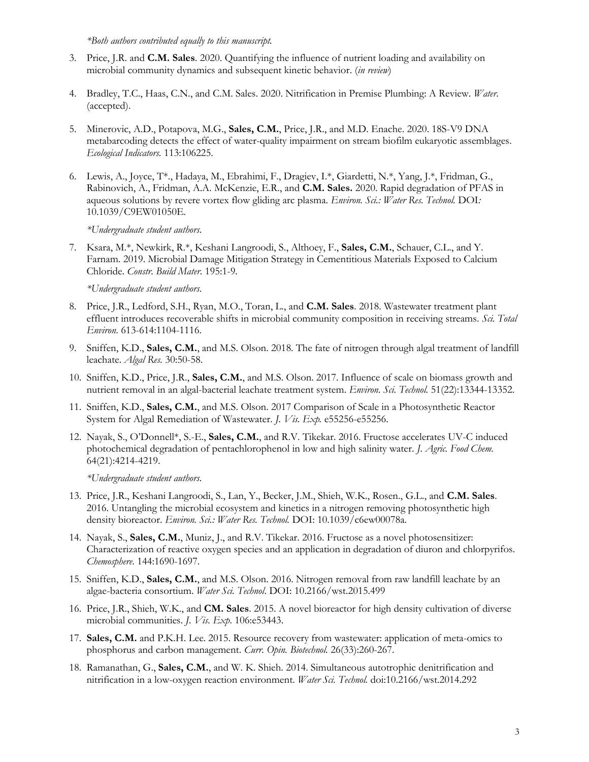*\*Both authors contributed equally to this manuscript.*

3. Price, J.R. and **C.M. Sales**. 2020. Quantifying the influence of nutrient loading and availability on microbial community dynamics and subsequent kinetic behavior. (*in review*)

4. Bradley, T.C., Haas, C.N., and C.M. Sales. 2020. Nitrification in Premise Plumbing: A Review. *Water*. (accepted).

5. Minerovic, A.D., Potapova, M.G., **Sales, C.M.**, Price, J.R., and M.D. Enache. 2020. 18S-V9 DNA metabarcoding detects the effect of water-quality impairment on stream biofilm eukaryotic assemblages. *Ecological Indicators*. 113:106225.

6. Lewis, A., Joyce, T\*., Hadaya, M., Ebrahimi, F., Dragiev, I.\*, Giardetti, N.\*, Yang, J.\*, Fridman, G., Rabinovich, A., Fridman, A.A. McKenzie, E.R., and **C.M. Sales.** 2020. Rapid degradation of PFAS in aqueous solutions by revere vortex flow gliding arc plasma. *Environ. Sci.: Water Res. Technol.* DOI*:* 10.1039/C9EW01050E.

   *\*Undergraduate student authors.*

7. Ksara, M.\*, Newkirk, R.\*, Keshani Langroodi, S., Althoey, F., **Sales, C.M.**, Schauer, C.L., and Y. Farnam. 2019. Microbial Damage Mitigation Strategy in Cementitious Materials Exposed to Calcium Chloride. *Constr. Build Mater.* 195:1-9.

   *\*Undergraduate student authors.*

8. Price, J.R., Ledford, S.H., Ryan, M.O., Toran, L., and **C.M. Sales**. 2018. Wastewater treatment plant effluent introduces recoverable shifts in microbial community composition in receiving streams. *Sci. Total Environ.* 613-614:1104-1116.

9. Sniffen, K.D., **Sales, C.M.**, and M.S. Olson. 2018. The fate of nitrogen through algal treatment of landfill leachate. *Algal Res.* 30:50-58.

10. Sniffen, K.D., Price, J.R., **Sales, C.M.**, and M.S. Olson. 2017. Influence of scale on biomass growth and nutrient removal in an algal-bacterial leachate treatment system. *Environ. Sci. Technol.* 51(22):13344-13352.

11. Sniffen, K.D., **Sales, C.M.**, and M.S. Olson. 2017 Comparison of Scale in a Photosynthetic Reactor System for Algal Remediation of Wastewater. *J. Vis. Exp.* e55256-e55256.

12. Nayak, S., O'Donnell\*, S.-E., **Sales, C.M.**, and R.V. Tikekar. 2016. Fructose accelerates UV-C induced photochemical degradation of pentachlorophenol in low and high salinity water. *J. Agric. Food Chem.* 64(21):4214-4219.

    *\*Undergraduate student authors.*

13. Price, J.R., Keshani Langroodi, S., Lan, Y., Becker, J.M., Shieh, W.K., Rosen., G.L., and **C.M. Sales**. 2016. Untangling the microbial ecosystem and kinetics in a nitrogen removing photosynthetic high density bioreactor. *Environ. Sci.: Water Res. Technol.* DOI: 10.1039/c6ew00078a.

14. Nayak, S., **Sales, C.M.**, Muniz, J., and R.V. Tikekar. 2016. Fructose as a novel photosensitizer: Characterization of reactive oxygen species and an application in degradation of diuron and chlorpyrifos. *Chemosphere*. 144:1690-1697.

15. Sniffen, K.D., **Sales, C.M.**, and M.S. Olson. 2016. Nitrogen removal from raw landfill leachate by an algae-bacteria consortium. *Water Sci. Technol*. DOI: 10.2166/wst.2015.499

16. Price, J.R., Shieh, W.K., and **CM. Sales**. 2015. A novel bioreactor for high density cultivation of diverse microbial communities. *J. Vis. Exp*. 106:e53443.

17. **Sales, C.M.** and P.K.H. Lee. 2015. Resource recovery from wastewater: application of meta-omics to phosphorus and carbon management. *Curr. Opin. Biotechnol.* 26(33):260-267.

18. Ramanathan, G., **Sales, C.M.**, and W. K. Shieh. 2014. Simultaneous autotrophic denitrification and nitrification in a low-oxygen reaction environment. *Water Sci. Technol.* doi:10.2166/wst.2014.292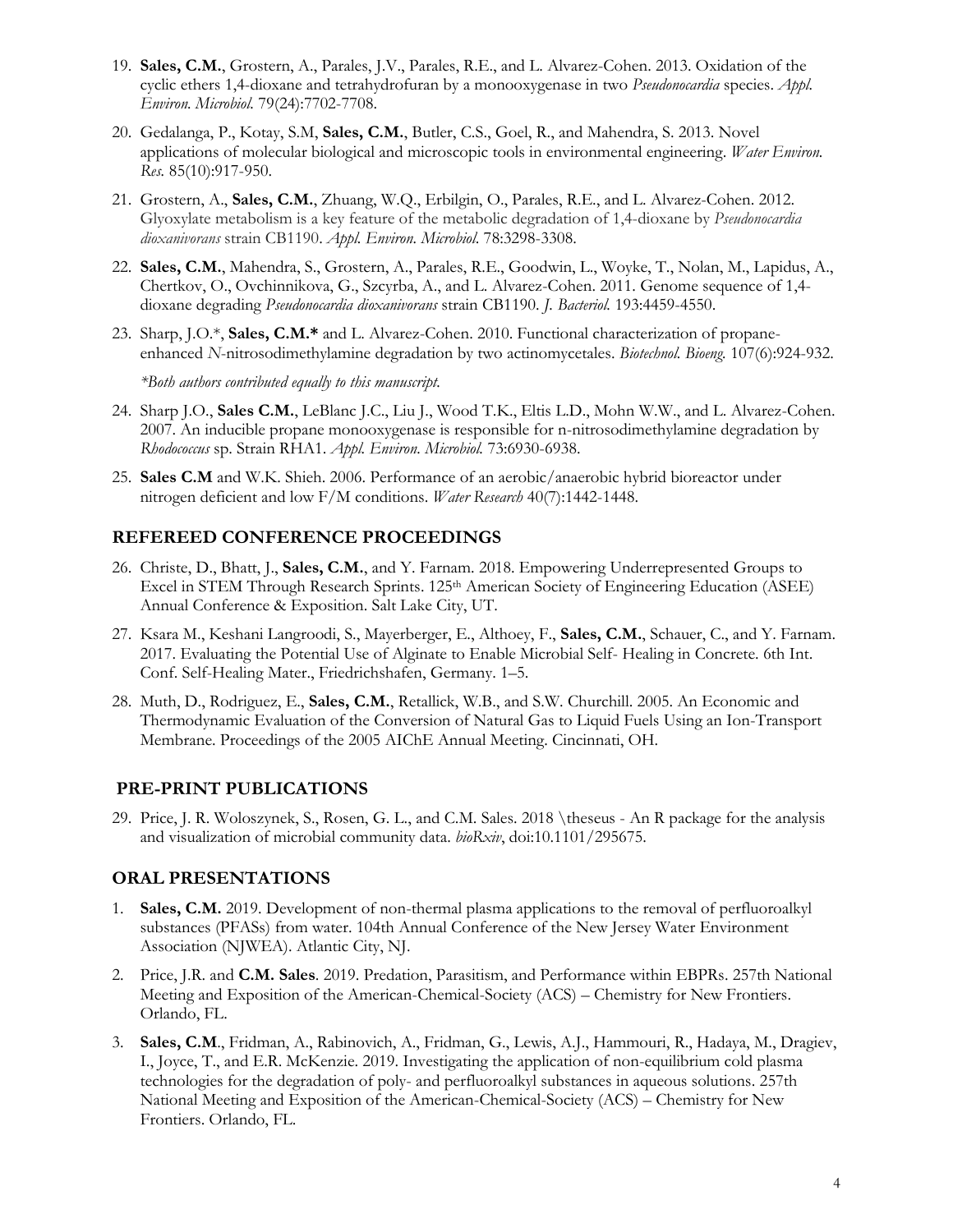19. **Sales, C.M.**, Grostern, A., Parales, J.V., Parales, R.E., and L. Alvarez-Cohen. 2013. Oxidation of the cyclic ethers 1,4-dioxane and tetrahydrofuran by a monooxygenase in two *Pseudonocardia* species. *Appl. Environ. Microbiol.* 79(24):7702-7708.

20. Gedalanga, P., Kotay, S.M, **Sales, C.M.**, Butler, C.S., Goel, R., and Mahendra, S. 2013. Novel applications of molecular biological and microscopic tools in environmental engineering. *Water Environ. Res.* 85(10):917-950.

21. Grostern, A., **Sales, C.M.**, Zhuang, W.Q., Erbilgin, O., Parales, R.E., and L. Alvarez-Cohen. 2012. Glyoxylate metabolism is a key feature of the metabolic degradation of 1,4-dioxane by *Pseudonocardia dioxanivorans* strain CB1190. *Appl. Environ. Microbiol.* 78:3298-3308.

22. **Sales, C.M.**, Mahendra, S., Grostern, A., Parales, R.E., Goodwin, L., Woyke, T., Nolan, M., Lapidus, A., Chertkov, O., Ovchinnikova, G., Szcyrba, A., and L. Alvarez-Cohen. 2011. Genome sequence of 1,4-dioxane degrading *Pseudonocardia dioxanivorans* strain CB1190. *J. Bacteriol.* 193:4459-4550.

23. Sharp, J.O.\*, **Sales, C.M.\*** and L. Alvarez-Cohen. 2010. Functional characterization of propane-enhanced *N*-nitrosodimethylamine degradation by two actinomycetales. *Biotechnol. Bioeng.* 107(6):924-932.

    *\*Both authors contributed equally to this manuscript.*

24. Sharp J.O., **Sales C.M.**, LeBlanc J.C., Liu J., Wood T.K., Eltis L.D., Mohn W.W., and L. Alvarez-Cohen. 2007. An inducible propane monooxygenase is responsible for n-nitrosodimethylamine degradation by *Rhodococcus* sp. Strain RHA1. *Appl. Environ. Microbiol.* 73:6930-6938.

25. **Sales C.M** and W.K. Shieh. 2006. Performance of an aerobic/anaerobic hybrid bioreactor under nitrogen deficient and low F/M conditions. *Water Research* 40(7):1442-1448.

## REFEREED CONFERENCE PROCEEDINGS

26. Christe, D., Bhatt, J., **Sales, C.M.**, and Y. Farnam. 2018. Empowering Underrepresented Groups to Excel in STEM Through Research Sprints. 125th American Society of Engineering Education (ASEE) Annual Conference & Exposition. Salt Lake City, UT.

27. Ksara M., Keshani Langroodi, S., Mayerberger, E., Althoey, F., **Sales, C.M.**, Schauer, C., and Y. Farnam. 2017. Evaluating the Potential Use of Alginate to Enable Microbial Self- Healing in Concrete. 6th Int. Conf. Self-Healing Mater., Friedrichshafen, Germany. 1–5.

28. Muth, D., Rodriguez, E., **Sales, C.M.**, Retallick, W.B., and S.W. Churchill. 2005. An Economic and Thermodynamic Evaluation of the Conversion of Natural Gas to Liquid Fuels Using an Ion-Transport Membrane. Proceedings of the 2005 AIChE Annual Meeting. Cincinnati, OH.

## PRE-PRINT PUBLICATIONS

29. Price, J. R. Woloszynek, S., Rosen, G. L., and C.M. Sales. 2018 \theseus - An R package for the analysis and visualization of microbial community data. *bioRxiv*, doi:10.1101/295675.

## ORAL PRESENTATIONS

1. **Sales, C.M.** 2019. Development of non-thermal plasma applications to the removal of perfluoroalkyl substances (PFASs) from water. 104th Annual Conference of the New Jersey Water Environment Association (NJWEA). Atlantic City, NJ.

2. Price, J.R. and **C.M. Sales**. 2019. Predation, Parasitism, and Performance within EBPRs. 257th National Meeting and Exposition of the American-Chemical-Society (ACS) – Chemistry for New Frontiers. Orlando, FL.

3. **Sales, C.M**., Fridman, A., Rabinovich, A., Fridman, G., Lewis, A.J., Hammouri, R., Hadaya, M., Dragiev, I., Joyce, T., and E.R. McKenzie. 2019. Investigating the application of non-equilibrium cold plasma technologies for the degradation of poly- and perfluoroalkyl substances in aqueous solutions. 257th National Meeting and Exposition of the American-Chemical-Society (ACS) – Chemistry for New Frontiers. Orlando, FL.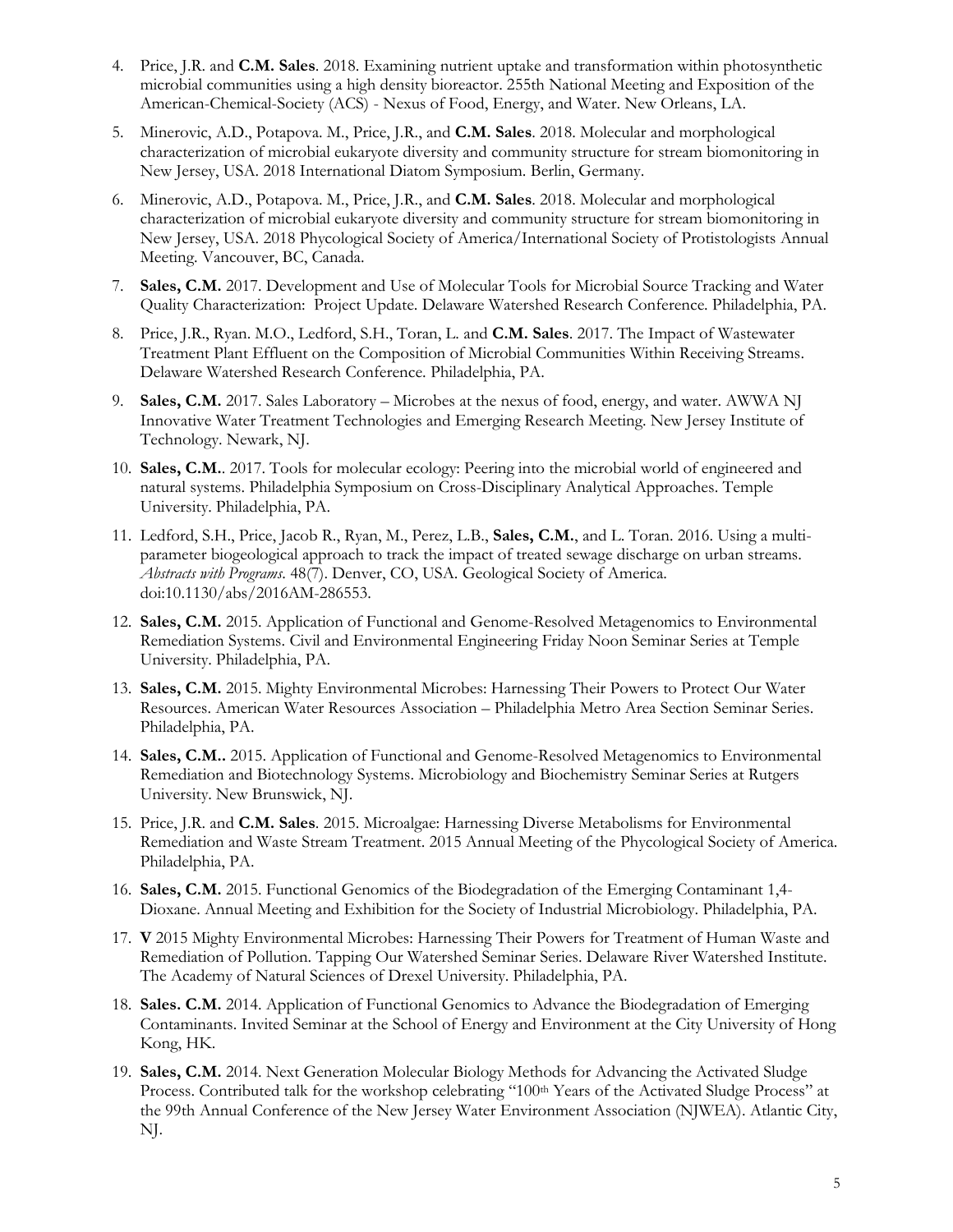4. Price, J.R. and **C.M. Sales**. 2018. Examining nutrient uptake and transformation within photosynthetic microbial communities using a high density bioreactor. 255th National Meeting and Exposition of the American-Chemical-Society (ACS) - Nexus of Food, Energy, and Water. New Orleans, LA.

5. Minerovic, A.D., Potapova. M., Price, J.R., and **C.M. Sales**. 2018. Molecular and morphological characterization of microbial eukaryote diversity and community structure for stream biomonitoring in New Jersey, USA. 2018 International Diatom Symposium. Berlin, Germany.

6. Minerovic, A.D., Potapova. M., Price, J.R., and **C.M. Sales**. 2018. Molecular and morphological characterization of microbial eukaryote diversity and community structure for stream biomonitoring in New Jersey, USA. 2018 Phycological Society of America/International Society of Protistologists Annual Meeting. Vancouver, BC, Canada.

7. **Sales, C.M.** 2017. Development and Use of Molecular Tools for Microbial Source Tracking and Water Quality Characterization: Project Update. Delaware Watershed Research Conference. Philadelphia, PA.

8. Price, J.R., Ryan. M.O., Ledford, S.H., Toran, L. and **C.M. Sales**. 2017. The Impact of Wastewater Treatment Plant Effluent on the Composition of Microbial Communities Within Receiving Streams. Delaware Watershed Research Conference. Philadelphia, PA.

9. **Sales, C.M.** 2017. Sales Laboratory – Microbes at the nexus of food, energy, and water. AWWA NJ Innovative Water Treatment Technologies and Emerging Research Meeting. New Jersey Institute of Technology. Newark, NJ.

10. **Sales, C.M.**. 2017. Tools for molecular ecology: Peering into the microbial world of engineered and natural systems. Philadelphia Symposium on Cross-Disciplinary Analytical Approaches. Temple University. Philadelphia, PA.

11. Ledford, S.H., Price, Jacob R., Ryan, M., Perez, L.B., **Sales, C.M.**, and L. Toran. 2016. Using a multi-parameter biogeological approach to track the impact of treated sewage discharge on urban streams. *Abstracts with Programs*. 48(7). Denver, CO, USA. Geological Society of America. doi:10.1130/abs/2016AM-286553.

12. **Sales, C.M.** 2015. Application of Functional and Genome-Resolved Metagenomics to Environmental Remediation Systems. Civil and Environmental Engineering Friday Noon Seminar Series at Temple University. Philadelphia, PA.

13. **Sales, C.M.** 2015. Mighty Environmental Microbes: Harnessing Their Powers to Protect Our Water Resources. American Water Resources Association – Philadelphia Metro Area Section Seminar Series. Philadelphia, PA.

14. **Sales, C.M..** 2015. Application of Functional and Genome-Resolved Metagenomics to Environmental Remediation and Biotechnology Systems. Microbiology and Biochemistry Seminar Series at Rutgers University. New Brunswick, NJ.

15. Price, J.R. and **C.M. Sales**. 2015. Microalgae: Harnessing Diverse Metabolisms for Environmental Remediation and Waste Stream Treatment. 2015 Annual Meeting of the Phycological Society of America. Philadelphia, PA.

16. **Sales, C.M.** 2015. Functional Genomics of the Biodegradation of the Emerging Contaminant 1,4-Dioxane. Annual Meeting and Exhibition for the Society of Industrial Microbiology. Philadelphia, PA.

17. **V** 2015 Mighty Environmental Microbes: Harnessing Their Powers for Treatment of Human Waste and Remediation of Pollution. Tapping Our Watershed Seminar Series. Delaware River Watershed Institute. The Academy of Natural Sciences of Drexel University. Philadelphia, PA.

18. **Sales. C.M.** 2014. Application of Functional Genomics to Advance the Biodegradation of Emerging Contaminants. Invited Seminar at the School of Energy and Environment at the City University of Hong Kong, HK.

19. **Sales, C.M.** 2014. Next Generation Molecular Biology Methods for Advancing the Activated Sludge Process. Contributed talk for the workshop celebrating "100th Years of the Activated Sludge Process" at the 99th Annual Conference of the New Jersey Water Environment Association (NJWEA). Atlantic City, NJ.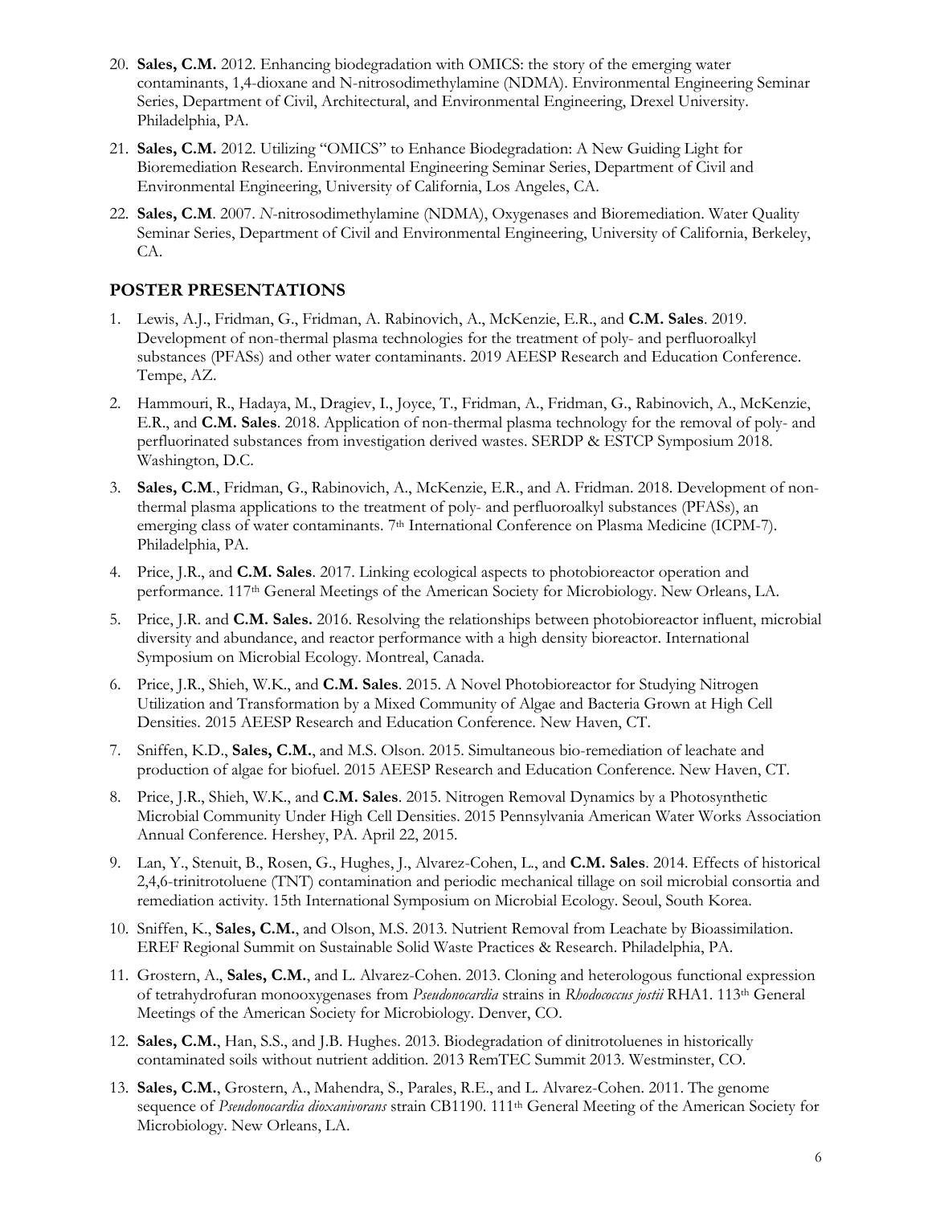20. **Sales, C.M.** 2012. Enhancing biodegradation with OMICS: the story of the emerging water contaminants, 1,4-dioxane and N-nitrosodimethylamine (NDMA). Environmental Engineering Seminar Series, Department of Civil, Architectural, and Environmental Engineering, Drexel University. Philadelphia, PA.
21. **Sales, C.M.** 2012. Utilizing "OMICS" to Enhance Biodegradation: A New Guiding Light for Bioremediation Research. Environmental Engineering Seminar Series, Department of Civil and Environmental Engineering, University of California, Los Angeles, CA.
22. **Sales, C.M**. 2007. *N*-nitrosodimethylamine (NDMA), Oxygenases and Bioremediation. Water Quality Seminar Series, Department of Civil and Environmental Engineering, University of California, Berkeley, CA.

## POSTER PRESENTATIONS

1. Lewis, A.J., Fridman, G., Fridman, A. Rabinovich, A., McKenzie, E.R., and **C.M. Sales**. 2019. Development of non-thermal plasma technologies for the treatment of poly- and perfluoroalkyl substances (PFASs) and other water contaminants. 2019 AEESP Research and Education Conference. Tempe, AZ.
2. Hammouri, R., Hadaya, M., Dragiev, I., Joyce, T., Fridman, A., Fridman, G., Rabinovich, A., McKenzie, E.R., and **C.M. Sales**. 2018. Application of non-thermal plasma technology for the removal of poly- and perfluorinated substances from investigation derived wastes. SERDP & ESTCP Symposium 2018. Washington, D.C.
3. **Sales, C.M**., Fridman, G., Rabinovich, A., McKenzie, E.R., and A. Fridman. 2018. Development of non-thermal plasma applications to the treatment of poly- and perfluoroalkyl substances (PFASs), an emerging class of water contaminants. 7th International Conference on Plasma Medicine (ICPM-7). Philadelphia, PA.
4. Price, J.R., and **C.M. Sales**. 2017. Linking ecological aspects to photobioreactor operation and performance. 117th General Meetings of the American Society for Microbiology. New Orleans, LA.
5. Price, J.R. and **C.M. Sales.** 2016. Resolving the relationships between photobioreactor influent, microbial diversity and abundance, and reactor performance with a high density bioreactor. International Symposium on Microbial Ecology. Montreal, Canada.
6. Price, J.R., Shieh, W.K., and **C.M. Sales**. 2015. A Novel Photobioreactor for Studying Nitrogen Utilization and Transformation by a Mixed Community of Algae and Bacteria Grown at High Cell Densities. 2015 AEESP Research and Education Conference. New Haven, CT.
7. Sniffen, K.D., **Sales, C.M.**, and M.S. Olson. 2015. Simultaneous bio-remediation of leachate and production of algae for biofuel. 2015 AEESP Research and Education Conference. New Haven, CT.
8. Price, J.R., Shieh, W.K., and **C.M. Sales**. 2015. Nitrogen Removal Dynamics by a Photosynthetic Microbial Community Under High Cell Densities. 2015 Pennsylvania American Water Works Association Annual Conference. Hershey, PA. April 22, 2015.
9. Lan, Y., Stenuit, B., Rosen, G., Hughes, J., Alvarez-Cohen, L., and **C.M. Sales**. 2014. Effects of historical 2,4,6-trinitrotoluene (TNT) contamination and periodic mechanical tillage on soil microbial consortia and remediation activity. 15th International Symposium on Microbial Ecology. Seoul, South Korea.
10. Sniffen, K., **Sales, C.M.**, and Olson, M.S. 2013. Nutrient Removal from Leachate by Bioassimilation. EREF Regional Summit on Sustainable Solid Waste Practices & Research. Philadelphia, PA.
11. Grostern, A., **Sales, C.M.**, and L. Alvarez-Cohen. 2013. Cloning and heterologous functional expression of tetrahydrofuran monooxygenases from *Pseudonocardia* strains in *Rhodococcus jostii* RHA1. 113th General Meetings of the American Society for Microbiology. Denver, CO.
12. **Sales, C.M.**, Han, S.S., and J.B. Hughes. 2013. Biodegradation of dinitrotoluenes in historically contaminated soils without nutrient addition. 2013 RemTEC Summit 2013. Westminster, CO.
13. **Sales, C.M.**, Grostern, A., Mahendra, S., Parales, R.E., and L. Alvarez-Cohen. 2011. The genome sequence of *Pseudonocardia dioxanivorans* strain CB1190. 111th General Meeting of the American Society for Microbiology. New Orleans, LA.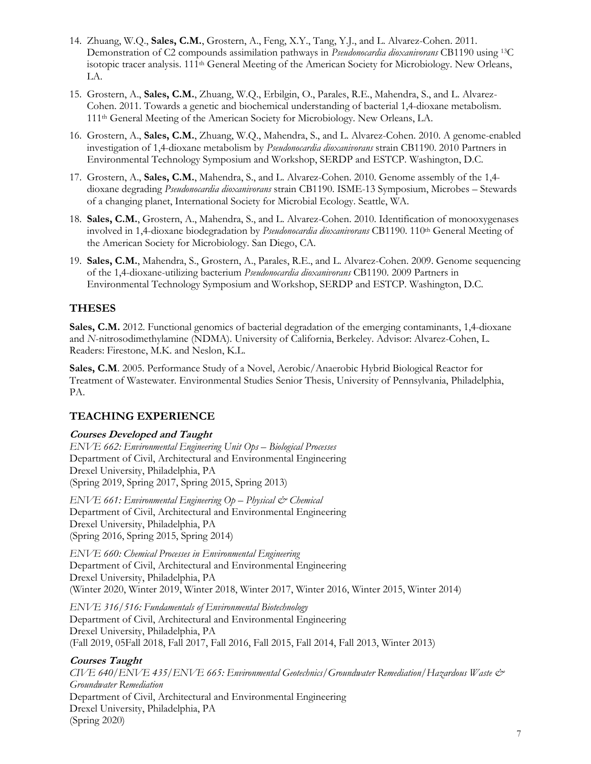14. Zhuang, W.Q., **Sales, C.M.**, Grostern, A., Feng, X.Y., Tang, Y.J., and L. Alvarez-Cohen. 2011. Demonstration of C2 compounds assimilation pathways in *Pseudonocardia dioxanivorans* CB1190 using $^{13}$C isotopic tracer analysis. 111th General Meeting of the American Society for Microbiology. New Orleans, LA.

15. Grostern, A., **Sales, C.M.**, Zhuang, W.Q., Erbilgin, O., Parales, R.E., Mahendra, S., and L. Alvarez-Cohen. 2011. Towards a genetic and biochemical understanding of bacterial 1,4-dioxane metabolism. 111th General Meeting of the American Society for Microbiology. New Orleans, LA.

16. Grostern, A., **Sales, C.M.**, Zhuang, W.Q., Mahendra, S., and L. Alvarez-Cohen. 2010. A genome-enabled investigation of 1,4-dioxane metabolism by *Pseudonocardia dioxanivorans* strain CB1190. 2010 Partners in Environmental Technology Symposium and Workshop, SERDP and ESTCP. Washington, D.C.

17. Grostern, A., **Sales, C.M.**, Mahendra, S., and L. Alvarez-Cohen. 2010. Genome assembly of the 1,4-dioxane degrading *Pseudonocardia dioxanivorans* strain CB1190. ISME-13 Symposium, Microbes – Stewards of a changing planet, International Society for Microbial Ecology. Seattle, WA.

18. **Sales, C.M.**, Grostern, A., Mahendra, S., and L. Alvarez-Cohen. 2010. Identification of monooxygenases involved in 1,4-dioxane biodegradation by *Pseudonocardia dioxanivorans* CB1190. 110th General Meeting of the American Society for Microbiology. San Diego, CA.

19. **Sales, C.M.**, Mahendra, S., Grostern, A., Parales, R.E., and L. Alvarez-Cohen. 2009. Genome sequencing of the 1,4-dioxane-utilizing bacterium *Pseudonocardia dioxanivorans* CB1190. 2009 Partners in Environmental Technology Symposium and Workshop, SERDP and ESTCP. Washington, D.C.

## THESES

**Sales, C.M.** 2012. Functional genomics of bacterial degradation of the emerging contaminants, 1,4-dioxane and *N*-nitrosodimethylamine (NDMA). University of California, Berkeley. Advisor: Alvarez-Cohen, L. Readers: Firestone, M.K. and Neslon, K.L.

**Sales, C.M**. 2005. Performance Study of a Novel, Aerobic/Anaerobic Hybrid Biological Reactor for Treatment of Wastewater. Environmental Studies Senior Thesis, University of Pennsylvania, Philadelphia, PA.

## TEACHING EXPERIENCE

### Courses Developed and Taught

*ENVE 662: Environmental Engineering Unit Ops – Biological Processes*
Department of Civil, Architectural and Environmental Engineering
Drexel University, Philadelphia, PA
(Spring 2019, Spring 2017, Spring 2015, Spring 2013)

*ENVE 661: Environmental Engineering Op – Physical & Chemical*
Department of Civil, Architectural and Environmental Engineering
Drexel University, Philadelphia, PA
(Spring 2016, Spring 2015, Spring 2014)

*ENVE 660: Chemical Processes in Environmental Engineering*
Department of Civil, Architectural and Environmental Engineering
Drexel University, Philadelphia, PA
(Winter 2020, Winter 2019, Winter 2018, Winter 2017, Winter 2016, Winter 2015, Winter 2014)

*ENVE 316/516: Fundamentals of Environmental Biotechnology*
Department of Civil, Architectural and Environmental Engineering
Drexel University, Philadelphia, PA
(Fall 2019, 05Fall 2018, Fall 2017, Fall 2016, Fall 2015, Fall 2014, Fall 2013, Winter 2013)

### Courses Taught

*CIVE 640/ENVE 435/ENVE 665: Environmental Geotechnics/Groundwater Remediation/Hazardous Waste & Groundwater Remediation*
Department of Civil, Architectural and Environmental Engineering
Drexel University, Philadelphia, PA
(Spring 2020)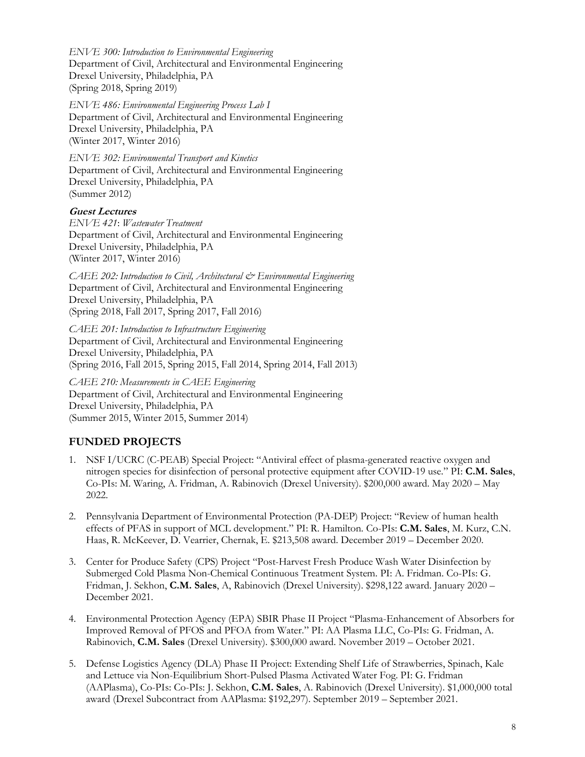*ENVE 300: Introduction to Environmental Engineering*
Department of Civil, Architectural and Environmental Engineering
Drexel University, Philadelphia, PA
(Spring 2018, Spring 2019)

*ENVE 486: Environmental Engineering Process Lab I*
Department of Civil, Architectural and Environmental Engineering
Drexel University, Philadelphia, PA
(Winter 2017, Winter 2016)

*ENVE 302: Environmental Transport and Kinetics*
Department of Civil, Architectural and Environmental Engineering
Drexel University, Philadelphia, PA
(Summer 2012)

***Guest Lectures***

*ENVE 421*: *Wastewater Treatment*
Department of Civil, Architectural and Environmental Engineering
Drexel University, Philadelphia, PA
(Winter 2017, Winter 2016)

*CAEE 202: Introduction to Civil, Architectural & Environmental Engineering*
Department of Civil, Architectural and Environmental Engineering
Drexel University, Philadelphia, PA
(Spring 2018, Fall 2017, Spring 2017, Fall 2016)

*CAEE 201: Introduction to Infrastructure Engineering*
Department of Civil, Architectural and Environmental Engineering
Drexel University, Philadelphia, PA
(Spring 2016, Fall 2015, Spring 2015, Fall 2014, Spring 2014, Fall 2013)

*CAEE 210: Measurements in CAEE Engineering*
Department of Civil, Architectural and Environmental Engineering
Drexel University, Philadelphia, PA
(Summer 2015, Winter 2015, Summer 2014)

## FUNDED PROJECTS

1. NSF I/UCRC (C-PEAB) Special Project: "Antiviral effect of plasma-generated reactive oxygen and nitrogen species for disinfection of personal protective equipment after COVID-19 use." PI: **C.M. Sales**, Co-PIs: M. Waring, A. Fridman, A. Rabinovich (Drexel University). $200,000 award. May 2020 – May 2022.

2. Pennsylvania Department of Environmental Protection (PA-DEP) Project: "Review of human health effects of PFAS in support of MCL development." PI: R. Hamilton. Co-PIs: **C.M. Sales**, M. Kurz, C.N. Haas, R. McKeever, D. Vearrier, Chernak, E. $213,508 award. December 2019 – December 2020.

3. Center for Produce Safety (CPS) Project "Post-Harvest Fresh Produce Wash Water Disinfection by Submerged Cold Plasma Non-Chemical Continuous Treatment System. PI: A. Fridman. Co-PIs: G. Fridman, J. Sekhon, **C.M. Sales**, A, Rabinovich (Drexel University). $298,122 award. January 2020 – December 2021.

4. Environmental Protection Agency (EPA) SBIR Phase II Project "Plasma-Enhancement of Absorbers for Improved Removal of PFOS and PFOA from Water." PI: AA Plasma LLC, Co-PIs: G. Fridman, A. Rabinovich, **C.M. Sales** (Drexel University). $300,000 award. November 2019 – October 2021.

5. Defense Logistics Agency (DLA) Phase II Project: Extending Shelf Life of Strawberries, Spinach, Kale and Lettuce via Non-Equilibrium Short-Pulsed Plasma Activated Water Fog. PI: G. Fridman (AAPlasma), Co-PIs: Co-PIs: J. Sekhon, **C.M. Sales**, A. Rabinovich (Drexel University). $1,000,000 total award (Drexel Subcontract from AAPlasma: $192,297). September 2019 – September 2021.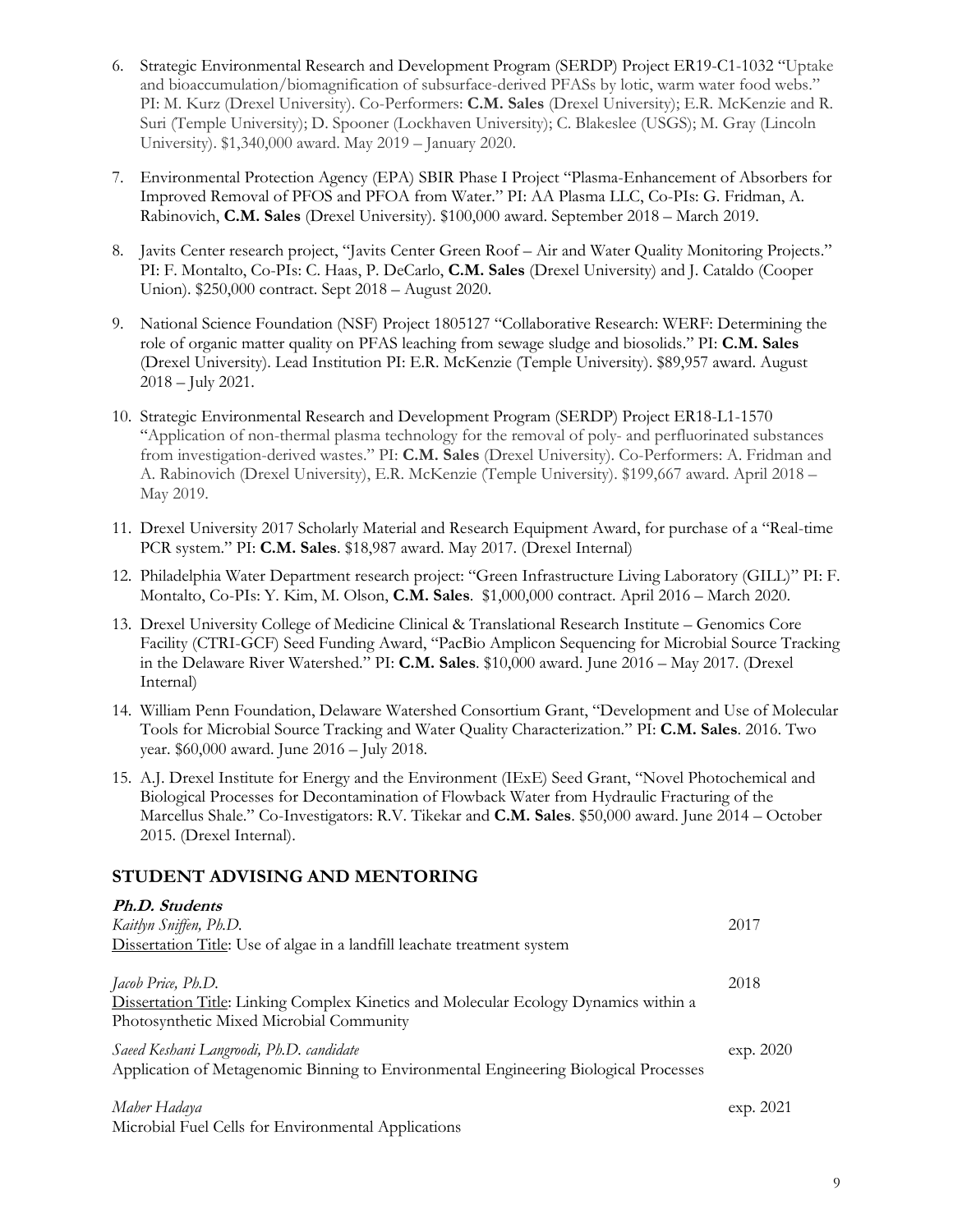6. Strategic Environmental Research and Development Program (SERDP) Project ER19-C1-1032 "Uptake and bioaccumulation/biomagnification of subsurface-derived PFASs by lotic, warm water food webs." PI: M. Kurz (Drexel University). Co-Performers: **C.M. Sales** (Drexel University); E.R. McKenzie and R. Suri (Temple University); D. Spooner (Lockhaven University); C. Blakeslee (USGS); M. Gray (Lincoln University). $1,340,000 award. May 2019 – January 2020.

7. Environmental Protection Agency (EPA) SBIR Phase I Project "Plasma-Enhancement of Absorbers for Improved Removal of PFOS and PFOA from Water." PI: AA Plasma LLC, Co-PIs: G. Fridman, A. Rabinovich, **C.M. Sales** (Drexel University). $100,000 award. September 2018 – March 2019.

8. Javits Center research project, "Javits Center Green Roof – Air and Water Quality Monitoring Projects." PI: F. Montalto, Co-PIs: C. Haas, P. DeCarlo, **C.M. Sales** (Drexel University) and J. Cataldo (Cooper Union). $250,000 contract. Sept 2018 – August 2020.

9. National Science Foundation (NSF) Project 1805127 "Collaborative Research: WERF: Determining the role of organic matter quality on PFAS leaching from sewage sludge and biosolids." PI: **C.M. Sales** (Drexel University). Lead Institution PI: E.R. McKenzie (Temple University). $89,957 award. August 2018 – July 2021.

10. Strategic Environmental Research and Development Program (SERDP) Project ER18-L1-1570 "Application of non-thermal plasma technology for the removal of poly- and perfluorinated substances from investigation-derived wastes." PI: **C.M. Sales** (Drexel University). Co-Performers: A. Fridman and A. Rabinovich (Drexel University), E.R. McKenzie (Temple University). $199,667 award. April 2018 – May 2019.

11. Drexel University 2017 Scholarly Material and Research Equipment Award, for purchase of a "Real-time PCR system." PI: **C.M. Sales**. $18,987 award. May 2017. (Drexel Internal)

12. Philadelphia Water Department research project: "Green Infrastructure Living Laboratory (GILL)" PI: F. Montalto, Co-PIs: Y. Kim, M. Olson, **C.M. Sales**. $1,000,000 contract. April 2016 – March 2020.

13. Drexel University College of Medicine Clinical & Translational Research Institute – Genomics Core Facility (CTRI-GCF) Seed Funding Award, "PacBio Amplicon Sequencing for Microbial Source Tracking in the Delaware River Watershed." PI: **C.M. Sales**. $10,000 award. June 2016 – May 2017. (Drexel Internal)

14. William Penn Foundation, Delaware Watershed Consortium Grant, "Development and Use of Molecular Tools for Microbial Source Tracking and Water Quality Characterization." PI: **C.M. Sales**. 2016. Two year. $60,000 award. June 2016 – July 2018.

15. A.J. Drexel Institute for Energy and the Environment (IExE) Seed Grant, "Novel Photochemical and Biological Processes for Decontamination of Flowback Water from Hydraulic Fracturing of the Marcellus Shale." Co-Investigators: R.V. Tikekar and **C.M. Sales**. $50,000 award. June 2014 – October 2015. (Drexel Internal).

## STUDENT ADVISING AND MENTORING

***Ph.D. Students***

*Kaitlyn Sniffen, Ph.D.* — 2017
Dissertation Title: Use of algae in a landfill leachate treatment system

*Jacob Price, Ph.D.* — 2018
Dissertation Title: Linking Complex Kinetics and Molecular Ecology Dynamics within a Photosynthetic Mixed Microbial Community

*Saeed Keshani Langroodi, Ph.D. candidate* — exp. 2020
Application of Metagenomic Binning to Environmental Engineering Biological Processes

*Maher Hadaya* — exp. 2021
Microbial Fuel Cells for Environmental Applications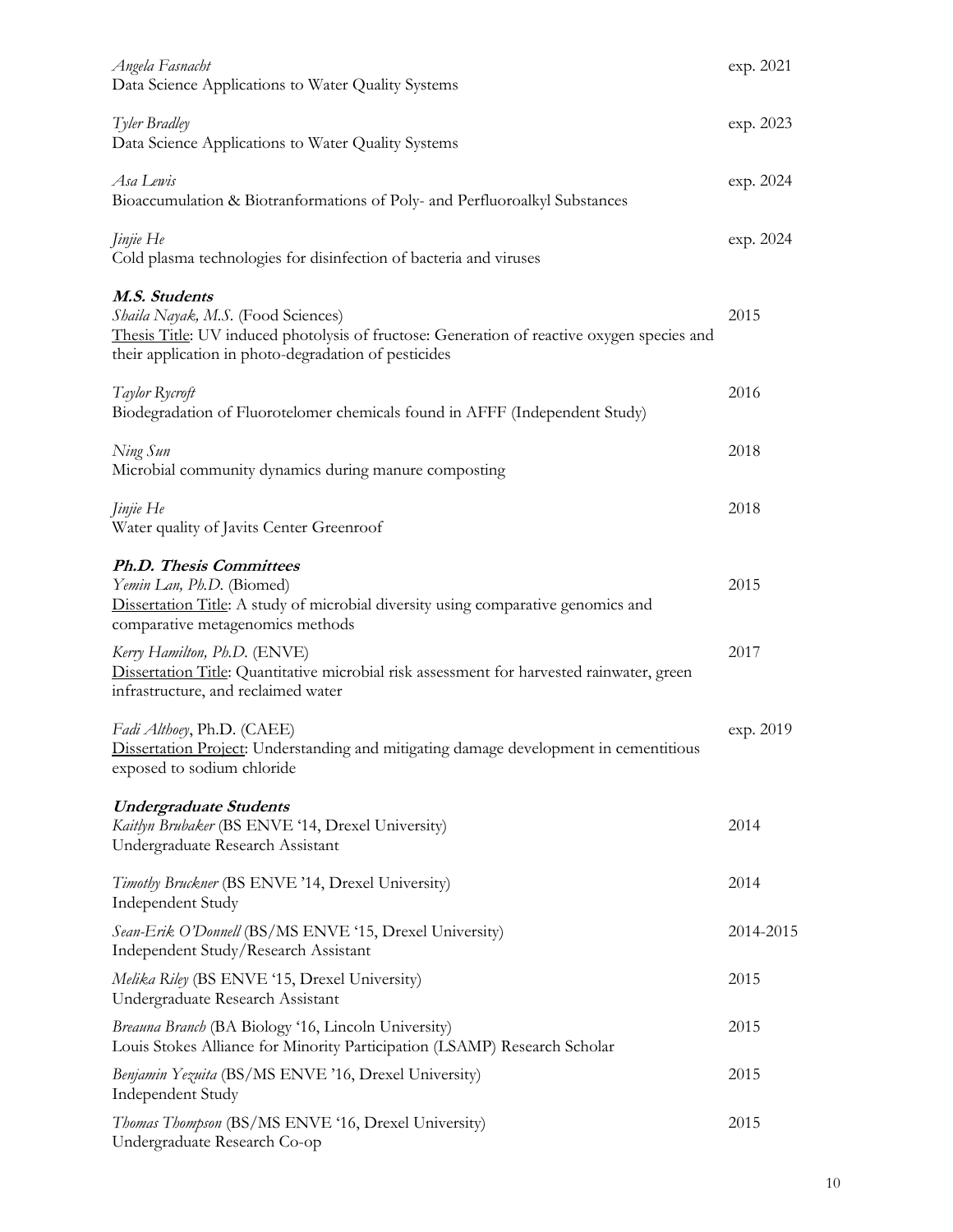*Angela Fasnacht* exp. 2021
Data Science Applications to Water Quality Systems

*Tyler Bradley* exp. 2023
Data Science Applications to Water Quality Systems

*Asa Lewis* exp. 2024
Bioaccumulation & Biotranformations of Poly- and Perfluoroalkyl Substances

*Jinjie He* exp. 2024
Cold plasma technologies for disinfection of bacteria and viruses

***M.S. Students***

*Shaila Nayak, M.S.* (Food Sciences) 2015
Thesis Title: UV induced photolysis of fructose: Generation of reactive oxygen species and their application in photo-degradation of pesticides

*Taylor Rycroft* 2016
Biodegradation of Fluorotelomer chemicals found in AFFF (Independent Study)

*Ning Sun* 2018
Microbial community dynamics during manure composting

*Jinjie He* 2018
Water quality of Javits Center Greenroof

***Ph.D. Thesis Committees***

*Yemin Lan, Ph.D.* (Biomed) 2015
Dissertation Title: A study of microbial diversity using comparative genomics and comparative metagenomics methods

*Kerry Hamilton, Ph.D.* (ENVE) 2017
Dissertation Title: Quantitative microbial risk assessment for harvested rainwater, green infrastructure, and reclaimed water

*Fadi Althoey*, Ph.D. (CAEE) exp. 2019
Dissertation Project: Understanding and mitigating damage development in cementitious exposed to sodium chloride

***Undergraduate Students***

*Kaitlyn Brubaker* (BS ENVE '14, Drexel University) 2014
Undergraduate Research Assistant

*Timothy Bruckner* (BS ENVE '14, Drexel University) 2014
Independent Study

*Sean-Erik O'Donnell* (BS/MS ENVE '15, Drexel University) 2014-2015
Independent Study/Research Assistant

*Melika Riley* (BS ENVE '15, Drexel University) 2015
Undergraduate Research Assistant

*Breauna Branch* (BA Biology '16, Lincoln University) 2015
Louis Stokes Alliance for Minority Participation (LSAMP) Research Scholar

*Benjamin Yezuita* (BS/MS ENVE '16, Drexel University) 2015
Independent Study

*Thomas Thompson* (BS/MS ENVE '16, Drexel University) 2015
Undergraduate Research Co-op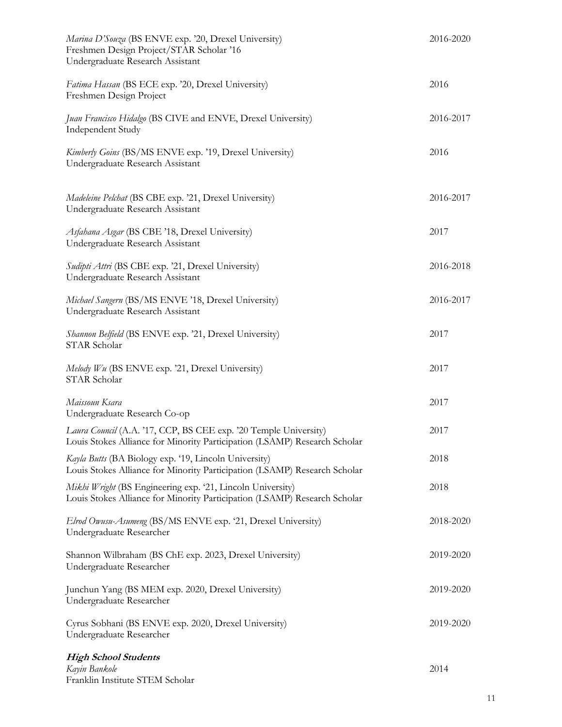*Marina D'Souza* (BS ENVE exp. '20, Drexel University) 2016-2020
Freshmen Design Project/STAR Scholar '16
Undergraduate Research Assistant

*Fatima Hassan* (BS ECE exp. '20, Drexel University) 2016
Freshmen Design Project

*Juan Francisco Hidalgo* (BS CIVE and ENVE, Drexel University) 2016-2017
Independent Study

*Kimberly Goins* (BS/MS ENVE exp. '19, Drexel University) 2016
Undergraduate Research Assistant

*Madeleine Pelchat* (BS CBE exp. '21, Drexel University) 2016-2017
Undergraduate Research Assistant

*Asfahana Asgar* (BS CBE '18, Drexel University) 2017
Undergraduate Research Assistant

*Sudipti Attri* (BS CBE exp. '21, Drexel University) 2016-2018
Undergraduate Research Assistant

*Michael Sangern* (BS/MS ENVE '18, Drexel University) 2016-2017
Undergraduate Research Assistant

*Shannon Belfield* (BS ENVE exp. '21, Drexel University) 2017
STAR Scholar

*Melody Wu* (BS ENVE exp. '21, Drexel University) 2017
STAR Scholar

*Maissoun Ksara* 2017
Undergraduate Research Co-op

*Laura Council* (A.A. '17, CCP, BS CEE exp. '20 Temple University) 2017
Louis Stokes Alliance for Minority Participation (LSAMP) Research Scholar

*Kayla Butts* (BA Biology exp. '19, Lincoln University) 2018
Louis Stokes Alliance for Minority Participation (LSAMP) Research Scholar

*Mikhi Wright* (BS Engineering exp. '21, Lincoln University) 2018
Louis Stokes Alliance for Minority Participation (LSAMP) Research Scholar

*Elrod Owusu-Asumeng* (BS/MS ENVE exp. '21, Drexel University) 2018-2020
Undergraduate Researcher

Shannon Wilbraham (BS ChE exp. 2023, Drexel University) 2019-2020
Undergraduate Researcher

Junchun Yang (BS MEM exp. 2020, Drexel University) 2019-2020
Undergraduate Researcher

Cyrus Sobhani (BS ENVE exp. 2020, Drexel University) 2019-2020
Undergraduate Researcher

***High School Students***

*Kayin Bankole* 2014
Franklin Institute STEM Scholar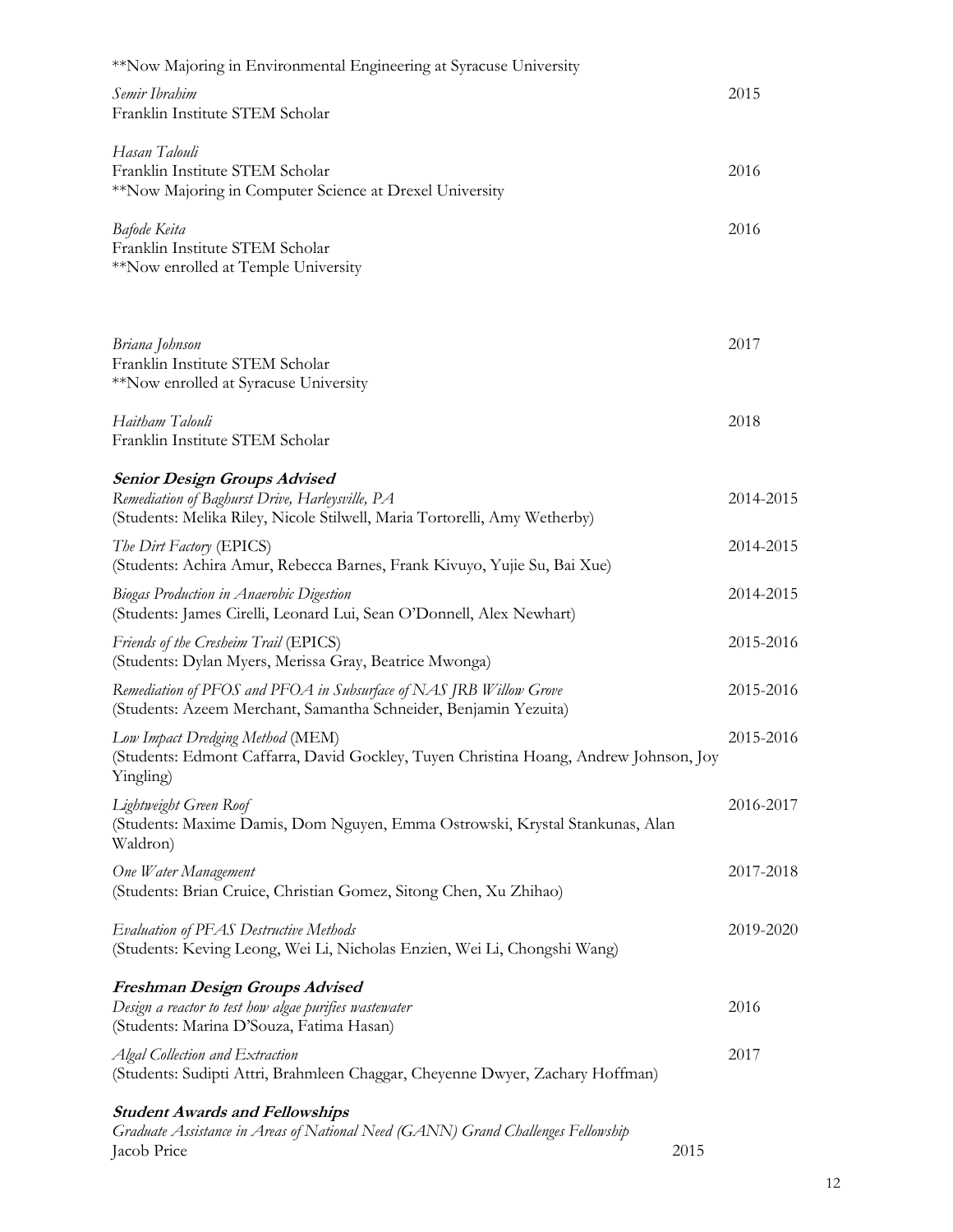**Now Majoring in Environmental Engineering at Syracuse University

*Semir Ibrahim* 2015
Franklin Institute STEM Scholar

*Hasan Talouli*
Franklin Institute STEM Scholar 2016
**Now Majoring in Computer Science at Drexel University

*Bafode Keita* 2016
Franklin Institute STEM Scholar
**Now enrolled at Temple University

*Briana Johnson* 2017
Franklin Institute STEM Scholar
**Now enrolled at Syracuse University

*Haitham Talouli* 2018
Franklin Institute STEM Scholar

### *Senior Design Groups Advised*

*Remediation of Baghurst Drive, Harleysville, PA* 2014-2015
(Students: Melika Riley, Nicole Stilwell, Maria Tortorelli, Amy Wetherby)

*The Dirt Factory* (EPICS) 2014-2015
(Students: Achira Amur, Rebecca Barnes, Frank Kivuyo, Yujie Su, Bai Xue)

*Biogas Production in Anaerobic Digestion* 2014-2015
(Students: James Cirelli, Leonard Lui, Sean O'Donnell, Alex Newhart)

*Friends of the Cresheim Trail* (EPICS) 2015-2016
(Students: Dylan Myers, Merissa Gray, Beatrice Mwonga)

*Remediation of PFOS and PFOA in Subsurface of NAS JRB Willow Grove* 2015-2016
(Students: Azeem Merchant, Samantha Schneider, Benjamin Yezuita)

*Low Impact Dredging Method* (MEM) 2015-2016
(Students: Edmont Caffarra, David Gockley, Tuyen Christina Hoang, Andrew Johnson, Joy Yingling)

*Lightweight Green Roof* 2016-2017
(Students: Maxime Damis, Dom Nguyen, Emma Ostrowski, Krystal Stankunas, Alan Waldron)

*One Water Management* 2017-2018
(Students: Brian Cruice, Christian Gomez, Sitong Chen, Xu Zhihao)

*Evaluation of PFAS Destructive Methods* 2019-2020
(Students: Keving Leong, Wei Li, Nicholas Enzien, Wei Li, Chongshi Wang)

### *Freshman Design Groups Advised*

*Design a reactor to test how algae purifies wastewater* 2016
(Students: Marina D'Souza, Fatima Hasan)

*Algal Collection and Extraction* 2017
(Students: Sudipti Attri, Brahmleen Chaggar, Cheyenne Dwyer, Zachary Hoffman)

### *Student Awards and Fellowships*

*Graduate Assistance in Areas of National Need (GANN) Grand Challenges Fellowship*
Jacob Price 2015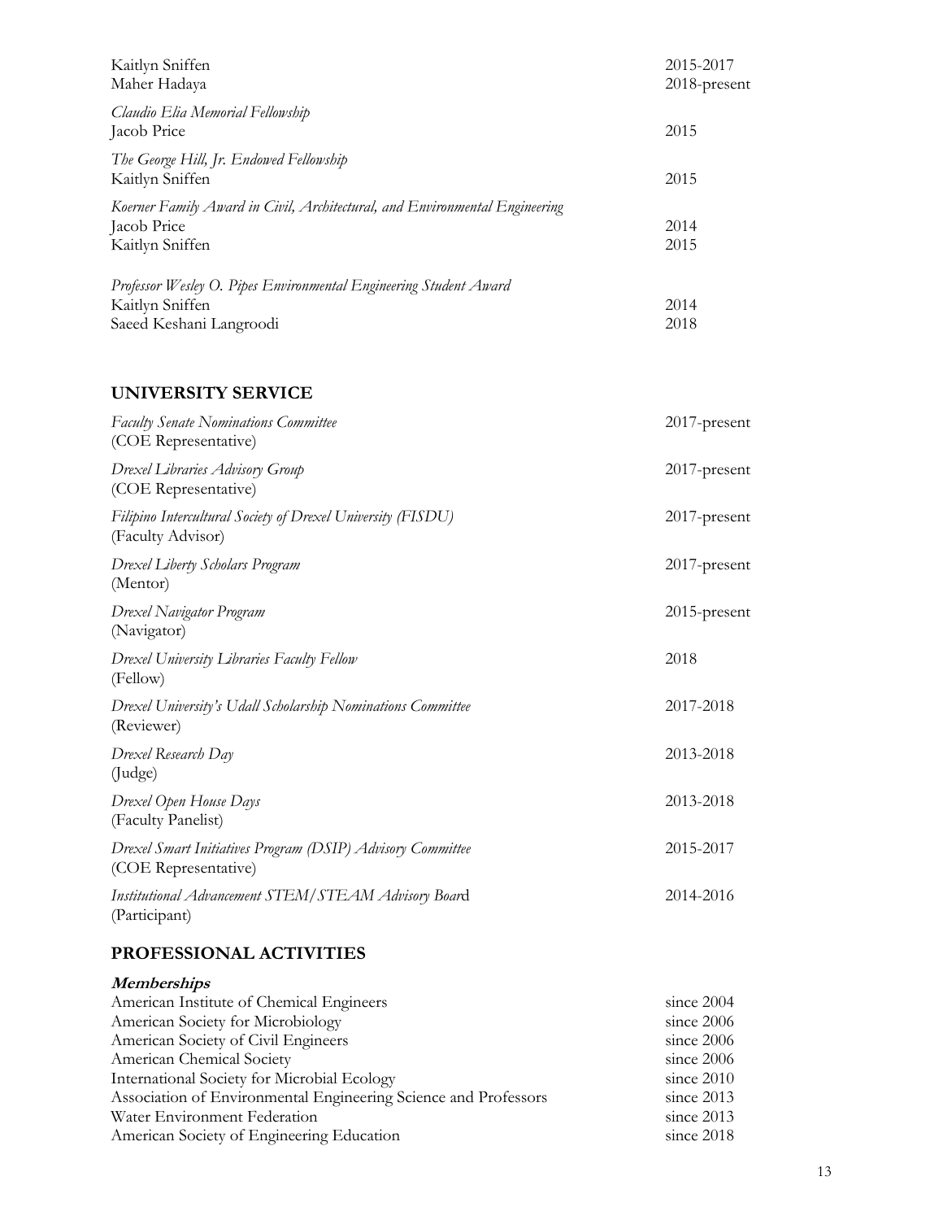| | |
|---|---|
| Kaitlyn Sniffen | 2015-2017 |
| Maher Hadaya | 2018-present |

*Claudio Elia Memorial Fellowship*

| | |
|---|---|
| Jacob Price | 2015 |

*The George Hill, Jr. Endowed Fellowship*

| | |
|---|---|
| Kaitlyn Sniffen | 2015 |

*Koerner Family Award in Civil, Architectural, and Environmental Engineering*

| | |
|---|---|
| Jacob Price | 2014 |
| Kaitlyn Sniffen | 2015 |

*Professor Wesley O. Pipes Environmental Engineering Student Award*

| | |
|---|---|
| Kaitlyn Sniffen | 2014 |
| Saeed Keshani Langroodi | 2018 |

## UNIVERSITY SERVICE

| | |
|---|---|
| *Faculty Senate Nominations Committee* (COE Representative) | 2017-present |
| *Drexel Libraries Advisory Group* (COE Representative) | 2017-present |
| *Filipino Intercultural Society of Drexel University (FISDU)* (Faculty Advisor) | 2017-present |
| *Drexel Liberty Scholars Program* (Mentor) | 2017-present |
| *Drexel Navigator Program* (Navigator) | 2015-present |
| *Drexel University Libraries Faculty Fellow* (Fellow) | 2018 |
| *Drexel University's Udall Scholarship Nominations Committee* (Reviewer) | 2017-2018 |
| *Drexel Research Day* (Judge) | 2013-2018 |
| *Drexel Open House Days* (Faculty Panelist) | 2013-2018 |
| *Drexel Smart Initiatives Program (DSIP) Advisory Committee* (COE Representative) | 2015-2017 |
| *Institutional Advancement STEM/STEAM Advisory Board* (Participant) | 2014-2016 |

## PROFESSIONAL ACTIVITIES

### *Memberships*

| | |
|---|---|
| American Institute of Chemical Engineers | since 2004 |
| American Society for Microbiology | since 2006 |
| American Society of Civil Engineers | since 2006 |
| American Chemical Society | since 2006 |
| International Society for Microbial Ecology | since 2010 |
| Association of Environmental Engineering Science and Professors | since 2013 |
| Water Environment Federation | since 2013 |
| American Society of Engineering Education | since 2018 |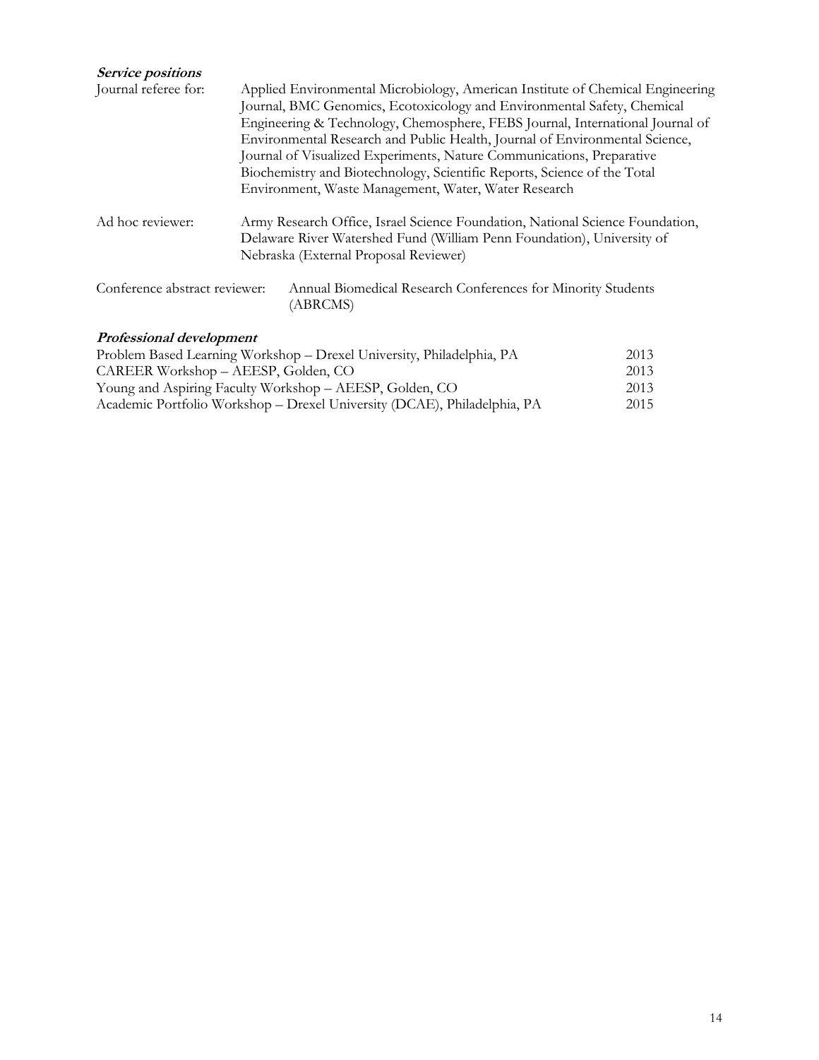***Service positions***

Journal referee for: Applied Environmental Microbiology, American Institute of Chemical Engineering Journal, BMC Genomics, Ecotoxicology and Environmental Safety, Chemical Engineering & Technology, Chemosphere, FEBS Journal, International Journal of Environmental Research and Public Health, Journal of Environmental Science, Journal of Visualized Experiments, Nature Communications, Preparative Biochemistry and Biotechnology, Scientific Reports, Science of the Total Environment, Waste Management, Water, Water Research

Ad hoc reviewer: Army Research Office, Israel Science Foundation, National Science Foundation, Delaware River Watershed Fund (William Penn Foundation), University of Nebraska (External Proposal Reviewer)

Conference abstract reviewer: Annual Biomedical Research Conferences for Minority Students (ABRCMS)

***Professional development***

| | |
|---|---|
| Problem Based Learning Workshop – Drexel University, Philadelphia, PA | 2013 |
| CAREER Workshop – AEESP, Golden, CO | 2013 |
| Young and Aspiring Faculty Workshop – AEESP, Golden, CO | 2013 |
| Academic Portfolio Workshop – Drexel University (DCAE), Philadelphia, PA | 2015 |